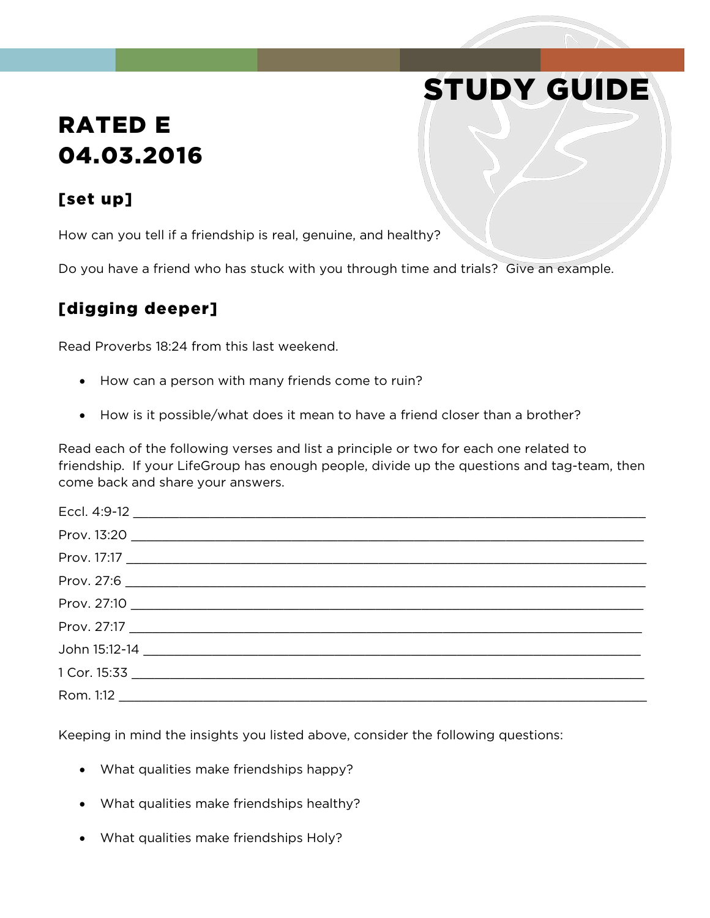# STUDY GUIDE

# RATED E
# 04.03.2016

## [set up]

How can you tell if a friendship is real, genuine, and healthy?

Do you have a friend who has stuck with you through time and trials? Give an example.

## [digging deeper]

Read Proverbs 18:24 from this last weekend.

- How can a person with many friends come to ruin?
- How is it possible/what does it mean to have a friend closer than a brother?

Read each of the following verses and list a principle or two for each one related to friendship. If your LifeGroup has enough people, divide up the questions and tag-team, then come back and share your answers.

Eccl. 4:9-12 ____________________________________________________________

Prov. 13:20 ____________________________________________________________

Prov. 17:17 ____________________________________________________________

Prov. 27:6 ____________________________________________________________

Prov. 27:10 ____________________________________________________________

Prov. 27:17 ____________________________________________________________

John 15:12-14 ____________________________________________________________

1 Cor. 15:33 ____________________________________________________________

Rom. 1:12 ____________________________________________________________

Keeping in mind the insights you listed above, consider the following questions:

- What qualities make friendships happy?
- What qualities make friendships healthy?
- What qualities make friendships Holy?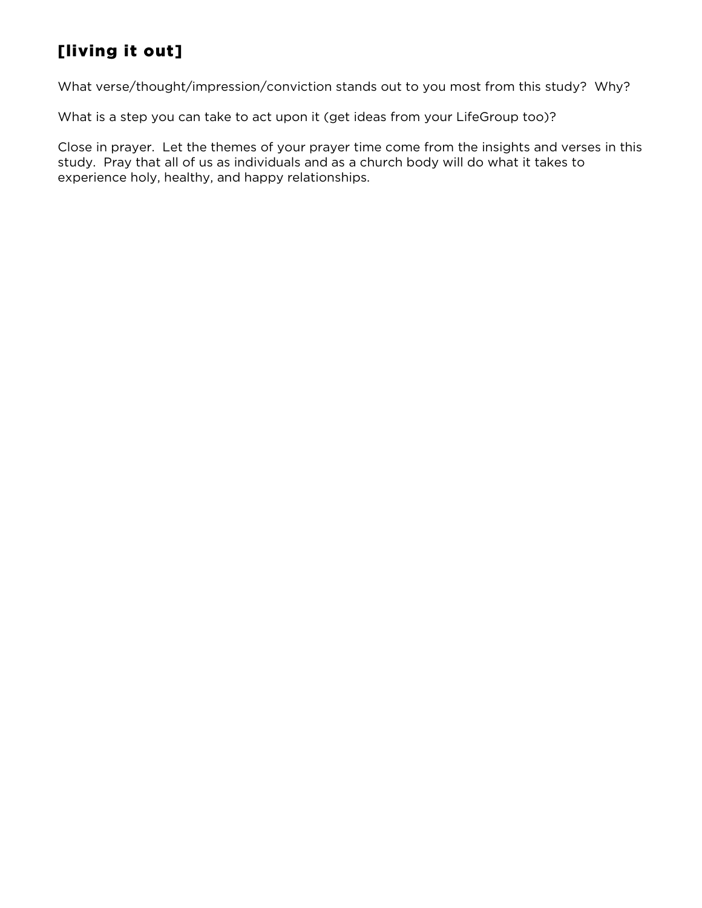## [living it out]

What verse/thought/impression/conviction stands out to you most from this study?  Why?

What is a step you can take to act upon it (get ideas from your LifeGroup too)?

Close in prayer.  Let the themes of your prayer time come from the insights and verses in this study.  Pray that all of us as individuals and as a church body will do what it takes to experience holy, healthy, and happy relationships.